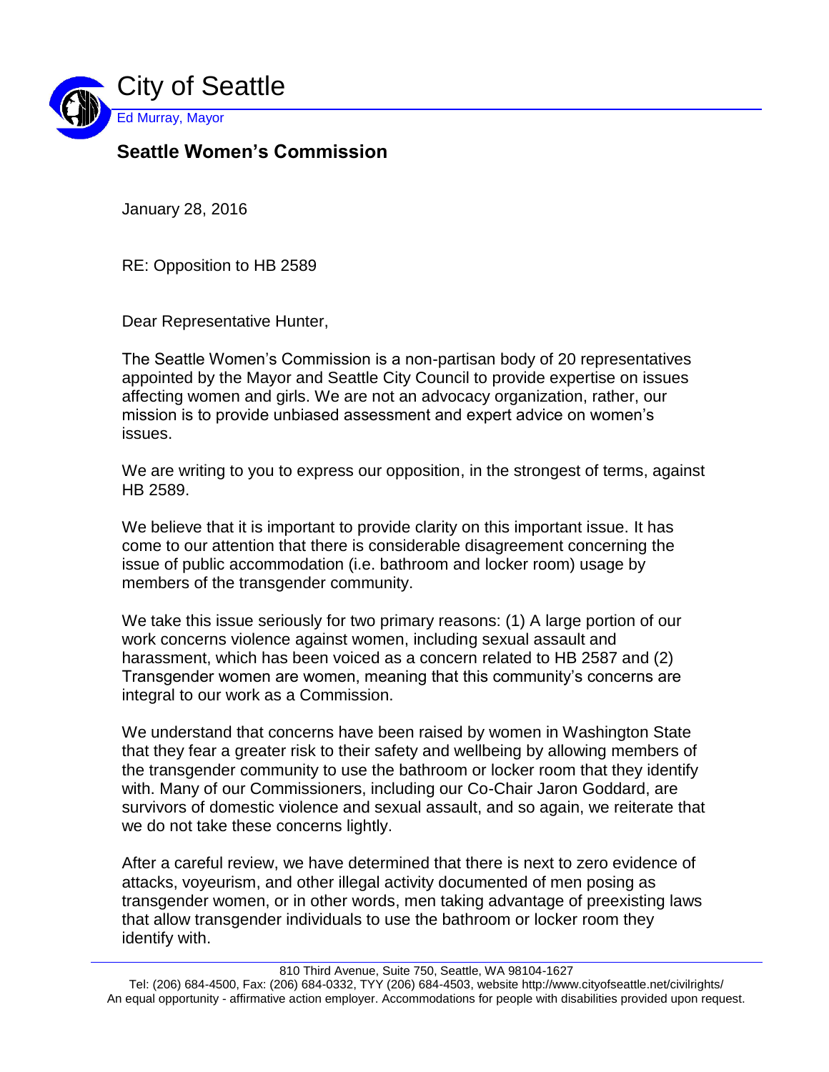# City of Seattle

Ed Murray, Mayor

## Seattle Women's Commission

January 28, 2016

RE: Opposition to HB 2589

Dear Representative Hunter,

The Seattle Women's Commission is a non-partisan body of 20 representatives appointed by the Mayor and Seattle City Council to provide expertise on issues affecting women and girls. We are not an advocacy organization, rather, our mission is to provide unbiased assessment and expert advice on women's issues.

We are writing to you to express our opposition, in the strongest of terms, against HB 2589.

We believe that it is important to provide clarity on this important issue. It has come to our attention that there is considerable disagreement concerning the issue of public accommodation (i.e. bathroom and locker room) usage by members of the transgender community.

We take this issue seriously for two primary reasons: (1) A large portion of our work concerns violence against women, including sexual assault and harassment, which has been voiced as a concern related to HB 2587 and (2) Transgender women are women, meaning that this community's concerns are integral to our work as a Commission.

We understand that concerns have been raised by women in Washington State that they fear a greater risk to their safety and wellbeing by allowing members of the transgender community to use the bathroom or locker room that they identify with. Many of our Commissioners, including our Co-Chair Jaron Goddard, are survivors of domestic violence and sexual assault, and so again, we reiterate that we do not take these concerns lightly.

After a careful review, we have determined that there is next to zero evidence of attacks, voyeurism, and other illegal activity documented of men posing as transgender women, or in other words, men taking advantage of preexisting laws that allow transgender individuals to use the bathroom or locker room they identify with.

810 Third Avenue, Suite 750, Seattle, WA 98104-1627
Tel: (206) 684-4500, Fax: (206) 684-0332, TYY (206) 684-4503, website http://www.cityofseattle.net/civilrights/
An equal opportunity - affirmative action employer. Accommodations for people with disabilities provided upon request.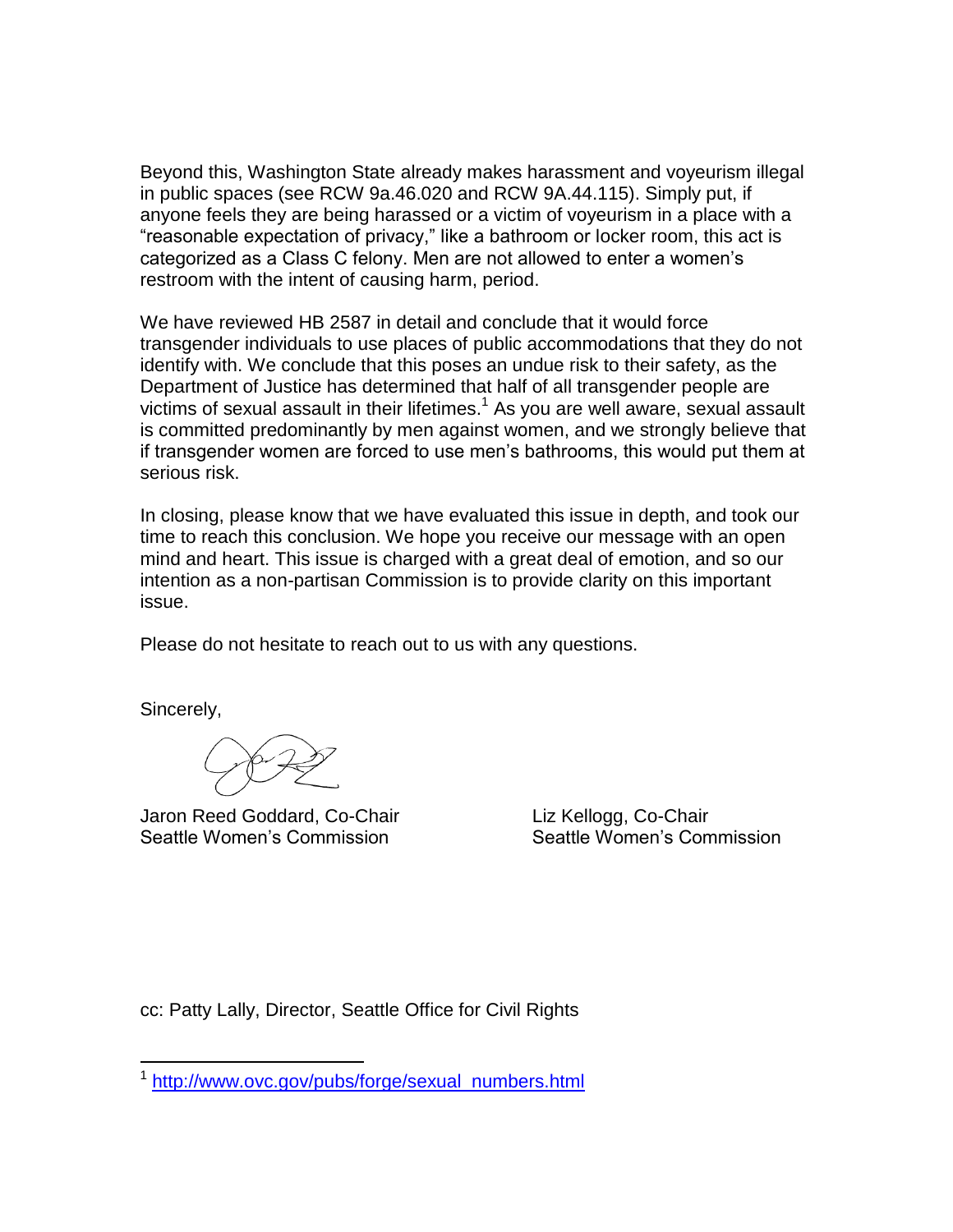Beyond this, Washington State already makes harassment and voyeurism illegal in public spaces (see RCW 9a.46.020 and RCW 9A.44.115). Simply put, if anyone feels they are being harassed or a victim of voyeurism in a place with a "reasonable expectation of privacy," like a bathroom or locker room, this act is categorized as a Class C felony. Men are not allowed to enter a women's restroom with the intent of causing harm, period.

We have reviewed HB 2587 in detail and conclude that it would force transgender individuals to use places of public accommodations that they do not identify with. We conclude that this poses an undue risk to their safety, as the Department of Justice has determined that half of all transgender people are victims of sexual assault in their lifetimes.[1] As you are well aware, sexual assault is committed predominantly by men against women, and we strongly believe that if transgender women are forced to use men's bathrooms, this would put them at serious risk.

In closing, please know that we have evaluated this issue in depth, and took our time to reach this conclusion. We hope you receive our message with an open mind and heart. This issue is charged with a great deal of emotion, and so our intention as a non-partisan Commission is to provide clarity on this important issue.

Please do not hesitate to reach out to us with any questions.

Sincerely,

Jaron Reed Goddard, Co-Chair
Seattle Women's Commission

Liz Kellogg, Co-Chair
Seattle Women's Commission

cc: Patty Lally, Director, Seattle Office for Civil Rights

---

[1] http://www.ovc.gov/pubs/forge/sexual_numbers.html